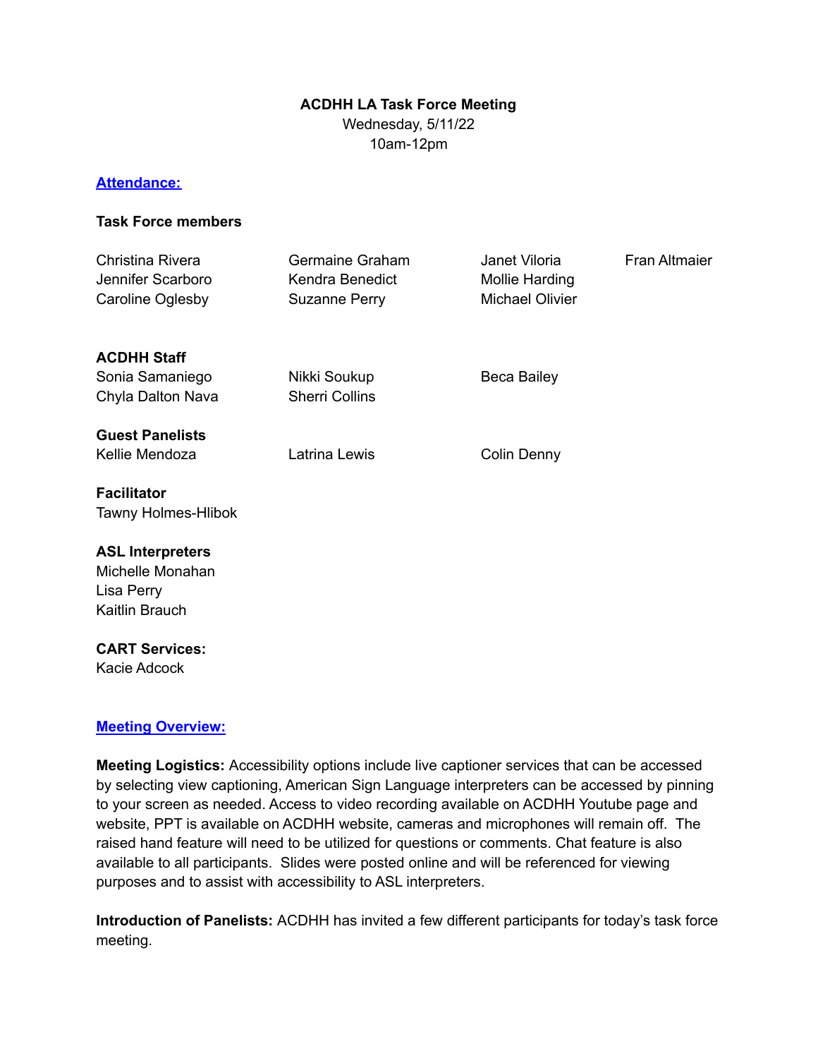**ACDHH LA Task Force Meeting**
Wednesday, 5/11/22
10am-12pm

**Attendance:**

**Task Force members**

| | | | |
|---|---|---|---|
| Christina Rivera | Germaine Graham | Janet Viloria | Fran Altmaier |
| Jennifer Scarboro | Kendra Benedict | Mollie Harding | |
| Caroline Oglesby | Suzanne Perry | Michael Olivier | |

**ACDHH Staff**

| | | |
|---|---|---|
| Sonia Samaniego | Nikki Soukup | Beca Bailey |
| Chyla Dalton Nava | Sherri Collins | |

**Guest Panelists**

| | | |
|---|---|---|
| Kellie Mendoza | Latrina Lewis | Colin Denny |

**Facilitator**
Tawny Holmes-Hlibok

**ASL Interpreters**
Michelle Monahan
Lisa Perry
Kaitlin Brauch

**CART Services:**
Kacie Adcock

**Meeting Overview:**

**Meeting Logistics:** Accessibility options include live captioner services that can be accessed by selecting view captioning, American Sign Language interpreters can be accessed by pinning to your screen as needed. Access to video recording available on ACDHH Youtube page and website, PPT is available on ACDHH website, cameras and microphones will remain off. The raised hand feature will need to be utilized for questions or comments. Chat feature is also available to all participants. Slides were posted online and will be referenced for viewing purposes and to assist with accessibility to ASL interpreters.

**Introduction of Panelists:** ACDHH has invited a few different participants for today's task force meeting.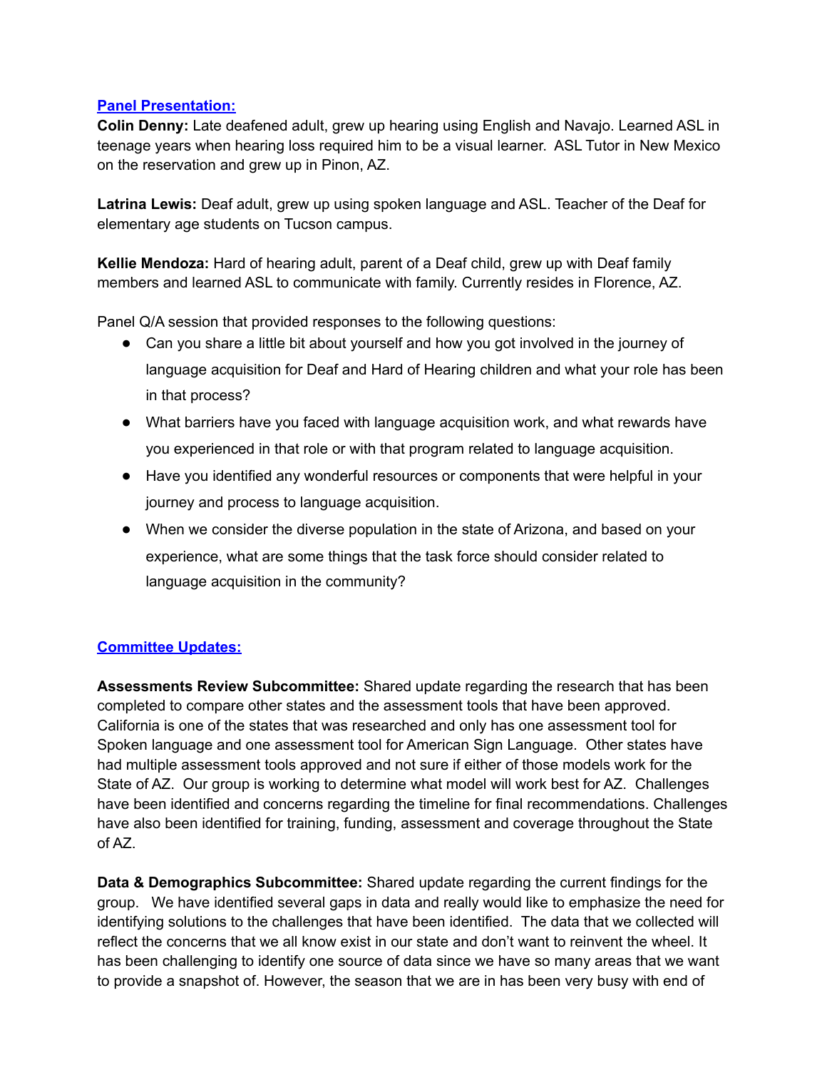[**Panel Presentation:**]()

**Colin Denny:** Late deafened adult, grew up hearing using English and Navajo. Learned ASL in teenage years when hearing loss required him to be a visual learner. ASL Tutor in New Mexico on the reservation and grew up in Pinon, AZ.

**Latrina Lewis:** Deaf adult, grew up using spoken language and ASL. Teacher of the Deaf for elementary age students on Tucson campus.

**Kellie Mendoza:** Hard of hearing adult, parent of a Deaf child, grew up with Deaf family members and learned ASL to communicate with family. Currently resides in Florence, AZ.

Panel Q/A session that provided responses to the following questions:

- Can you share a little bit about yourself and how you got involved in the journey of language acquisition for Deaf and Hard of Hearing children and what your role has been in that process?
- What barriers have you faced with language acquisition work, and what rewards have you experienced in that role or with that program related to language acquisition.
- Have you identified any wonderful resources or components that were helpful in your journey and process to language acquisition.
- When we consider the diverse population in the state of Arizona, and based on your experience, what are some things that the task force should consider related to language acquisition in the community?

[**Committee Updates:**]()

**Assessments Review Subcommittee:** Shared update regarding the research that has been completed to compare other states and the assessment tools that have been approved. California is one of the states that was researched and only has one assessment tool for Spoken language and one assessment tool for American Sign Language. Other states have had multiple assessment tools approved and not sure if either of those models work for the State of AZ. Our group is working to determine what model will work best for AZ. Challenges have been identified and concerns regarding the timeline for final recommendations. Challenges have also been identified for training, funding, assessment and coverage throughout the State of AZ.

**Data & Demographics Subcommittee:** Shared update regarding the current findings for the group. We have identified several gaps in data and really would like to emphasize the need for identifying solutions to the challenges that have been identified. The data that we collected will reflect the concerns that we all know exist in our state and don't want to reinvent the wheel. It has been challenging to identify one source of data since we have so many areas that we want to provide a snapshot of. However, the season that we are in has been very busy with end of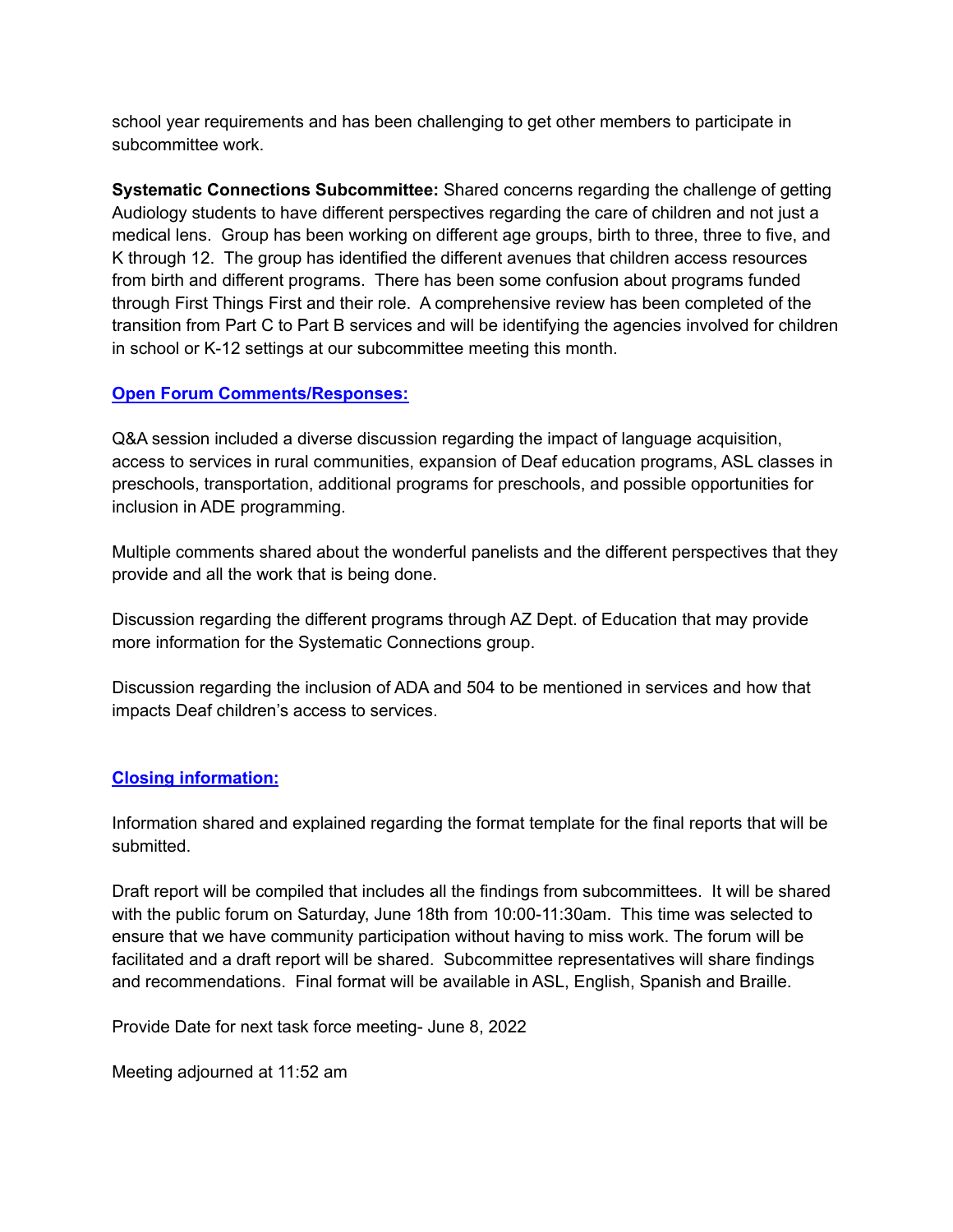school year requirements and has been challenging to get other members to participate in subcommittee work.

**Systematic Connections Subcommittee:** Shared concerns regarding the challenge of getting Audiology students to have different perspectives regarding the care of children and not just a medical lens. Group has been working on different age groups, birth to three, three to five, and K through 12. The group has identified the different avenues that children access resources from birth and different programs. There has been some confusion about programs funded through First Things First and their role. A comprehensive review has been completed of the transition from Part C to Part B services and will be identifying the agencies involved for children in school or K-12 settings at our subcommittee meeting this month.

**Open Forum Comments/Responses:**

Q&A session included a diverse discussion regarding the impact of language acquisition, access to services in rural communities, expansion of Deaf education programs, ASL classes in preschools, transportation, additional programs for preschools, and possible opportunities for inclusion in ADE programming.

Multiple comments shared about the wonderful panelists and the different perspectives that they provide and all the work that is being done.

Discussion regarding the different programs through AZ Dept. of Education that may provide more information for the Systematic Connections group.

Discussion regarding the inclusion of ADA and 504 to be mentioned in services and how that impacts Deaf children's access to services.

**Closing information:**

Information shared and explained regarding the format template for the final reports that will be submitted.

Draft report will be compiled that includes all the findings from subcommittees. It will be shared with the public forum on Saturday, June 18th from 10:00-11:30am. This time was selected to ensure that we have community participation without having to miss work. The forum will be facilitated and a draft report will be shared. Subcommittee representatives will share findings and recommendations. Final format will be available in ASL, English, Spanish and Braille.

Provide Date for next task force meeting- June 8, 2022

Meeting adjourned at 11:52 am